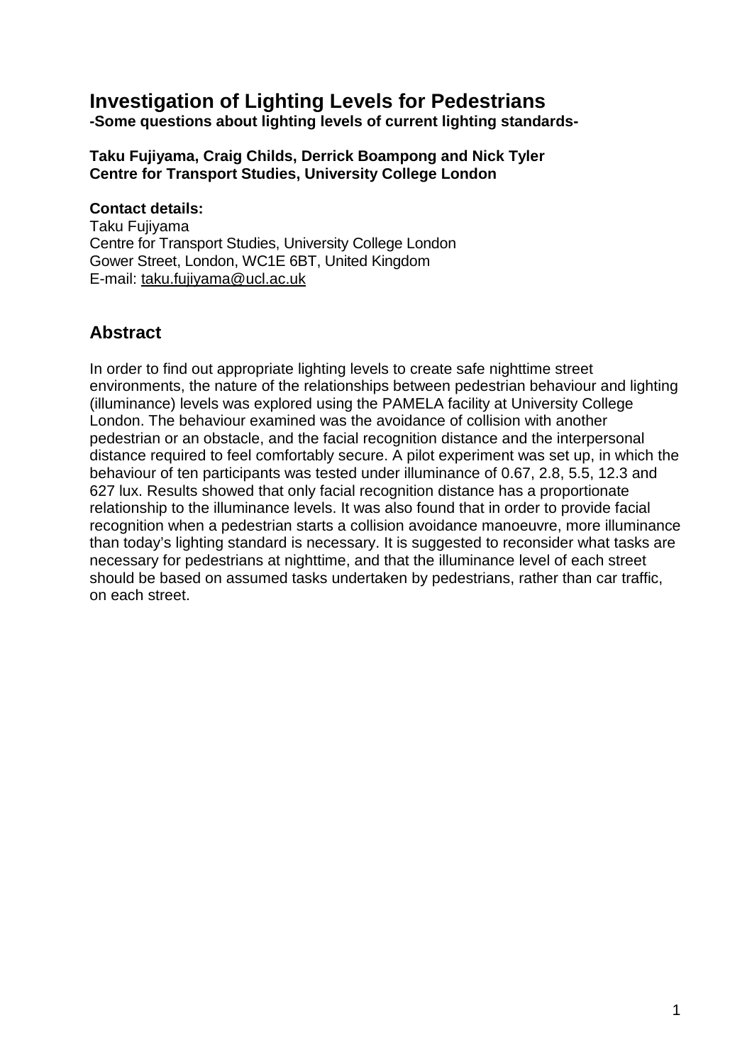# Investigation of Lighting Levels for Pedestrians

**-Some questions about lighting levels of current lighting standards-**

**Taku Fujiyama, Craig Childs, Derrick Boampong and Nick Tyler**
**Centre for Transport Studies, University College London**

**Contact details:**
Taku Fujiyama
Centre for Transport Studies, University College London
Gower Street, London, WC1E 6BT, United Kingdom
E-mail: taku.fujiyama@ucl.ac.uk

## Abstract

In order to find out appropriate lighting levels to create safe nighttime street environments, the nature of the relationships between pedestrian behaviour and lighting (illuminance) levels was explored using the PAMELA facility at University College London. The behaviour examined was the avoidance of collision with another pedestrian or an obstacle, and the facial recognition distance and the interpersonal distance required to feel comfortably secure. A pilot experiment was set up, in which the behaviour of ten participants was tested under illuminance of 0.67, 2.8, 5.5, 12.3 and 627 lux. Results showed that only facial recognition distance has a proportionate relationship to the illuminance levels. It was also found that in order to provide facial recognition when a pedestrian starts a collision avoidance manoeuvre, more illuminance than today's lighting standard is necessary. It is suggested to reconsider what tasks are necessary for pedestrians at nighttime, and that the illuminance level of each street should be based on assumed tasks undertaken by pedestrians, rather than car traffic, on each street.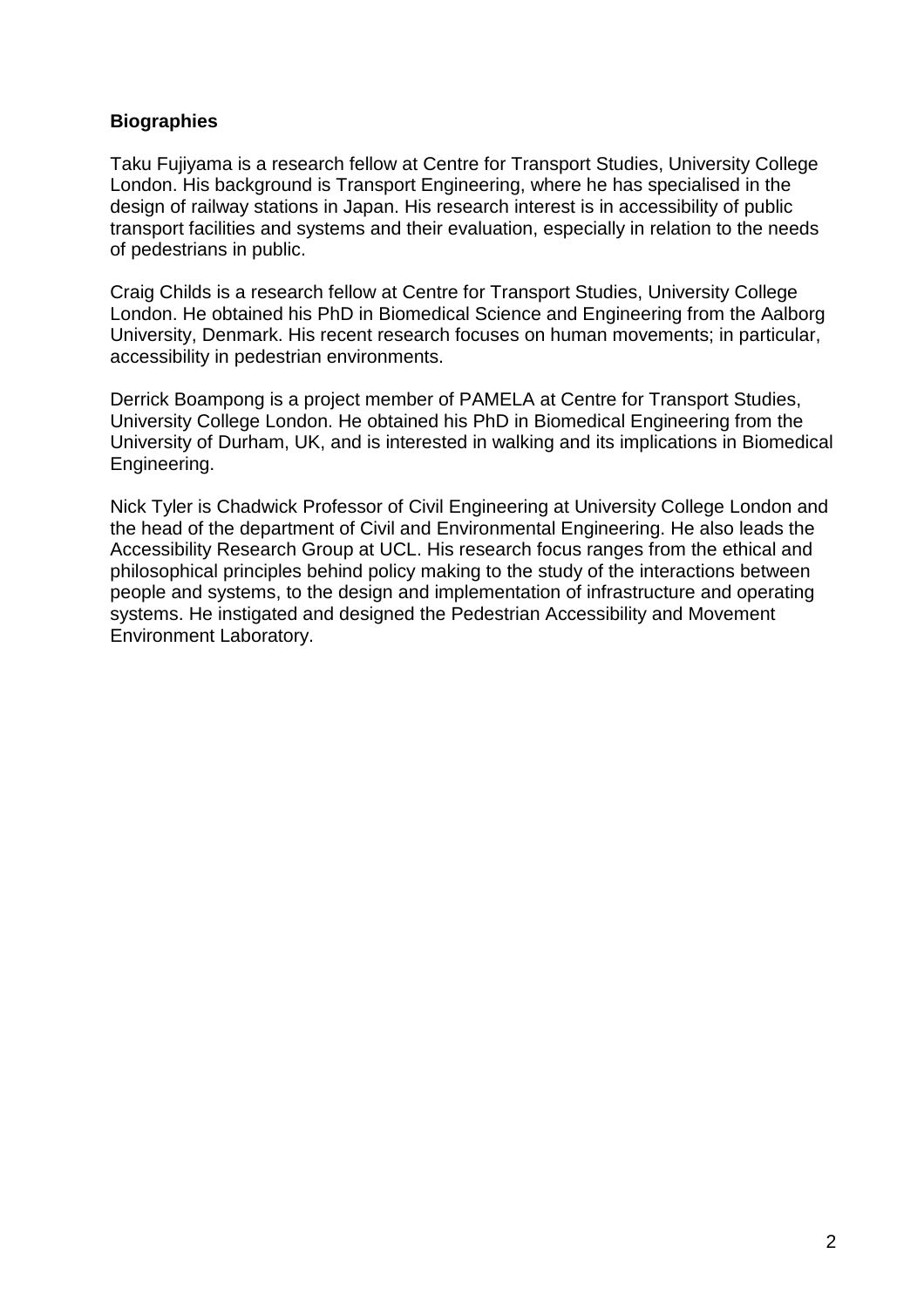**Biographies**

Taku Fujiyama is a research fellow at Centre for Transport Studies, University College London. His background is Transport Engineering, where he has specialised in the design of railway stations in Japan. His research interest is in accessibility of public transport facilities and systems and their evaluation, especially in relation to the needs of pedestrians in public.

Craig Childs is a research fellow at Centre for Transport Studies, University College London. He obtained his PhD in Biomedical Science and Engineering from the Aalborg University, Denmark. His recent research focuses on human movements; in particular, accessibility in pedestrian environments.

Derrick Boampong is a project member of PAMELA at Centre for Transport Studies, University College London. He obtained his PhD in Biomedical Engineering from the University of Durham, UK, and is interested in walking and its implications in Biomedical Engineering.

Nick Tyler is Chadwick Professor of Civil Engineering at University College London and the head of the department of Civil and Environmental Engineering. He also leads the Accessibility Research Group at UCL. His research focus ranges from the ethical and philosophical principles behind policy making to the study of the interactions between people and systems, to the design and implementation of infrastructure and operating systems. He instigated and designed the Pedestrian Accessibility and Movement Environment Laboratory.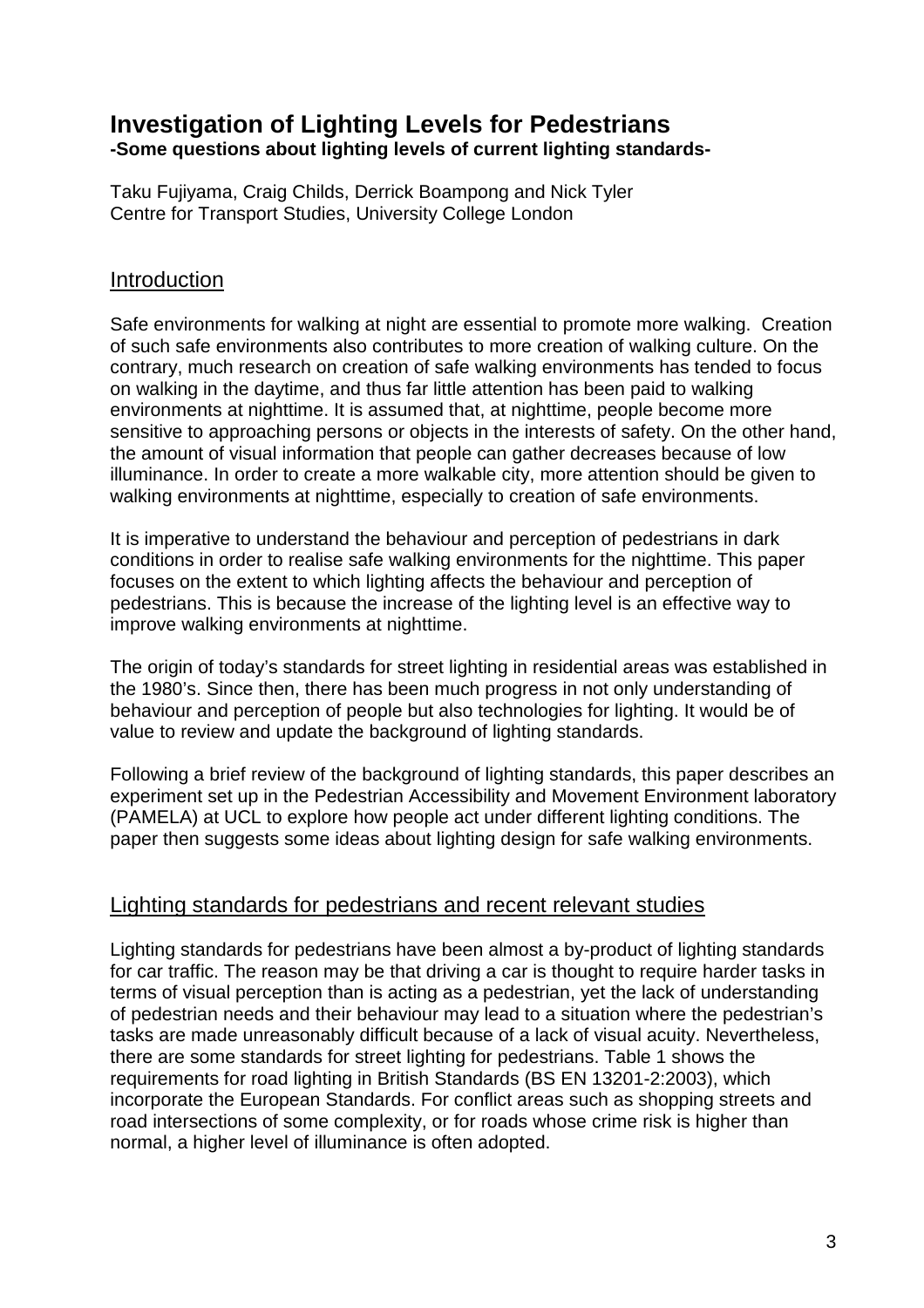# Investigation of Lighting Levels for Pedestrians

**-Some questions about lighting levels of current lighting standards-**

Taku Fujiyama, Craig Childs, Derrick Boampong and Nick Tyler
Centre for Transport Studies, University College London

## Introduction

Safe environments for walking at night are essential to promote more walking. Creation of such safe environments also contributes to more creation of walking culture. On the contrary, much research on creation of safe walking environments has tended to focus on walking in the daytime, and thus far little attention has been paid to walking environments at nighttime. It is assumed that, at nighttime, people become more sensitive to approaching persons or objects in the interests of safety. On the other hand, the amount of visual information that people can gather decreases because of low illuminance. In order to create a more walkable city, more attention should be given to walking environments at nighttime, especially to creation of safe environments.

It is imperative to understand the behaviour and perception of pedestrians in dark conditions in order to realise safe walking environments for the nighttime. This paper focuses on the extent to which lighting affects the behaviour and perception of pedestrians. This is because the increase of the lighting level is an effective way to improve walking environments at nighttime.

The origin of today's standards for street lighting in residential areas was established in the 1980's. Since then, there has been much progress in not only understanding of behaviour and perception of people but also technologies for lighting. It would be of value to review and update the background of lighting standards.

Following a brief review of the background of lighting standards, this paper describes an experiment set up in the Pedestrian Accessibility and Movement Environment laboratory (PAMELA) at UCL to explore how people act under different lighting conditions. The paper then suggests some ideas about lighting design for safe walking environments.

## Lighting standards for pedestrians and recent relevant studies

Lighting standards for pedestrians have been almost a by-product of lighting standards for car traffic. The reason may be that driving a car is thought to require harder tasks in terms of visual perception than is acting as a pedestrian, yet the lack of understanding of pedestrian needs and their behaviour may lead to a situation where the pedestrian's tasks are made unreasonably difficult because of a lack of visual acuity. Nevertheless, there are some standards for street lighting for pedestrians. Table 1 shows the requirements for road lighting in British Standards (BS EN 13201-2:2003), which incorporate the European Standards. For conflict areas such as shopping streets and road intersections of some complexity, or for roads whose crime risk is higher than normal, a higher level of illuminance is often adopted.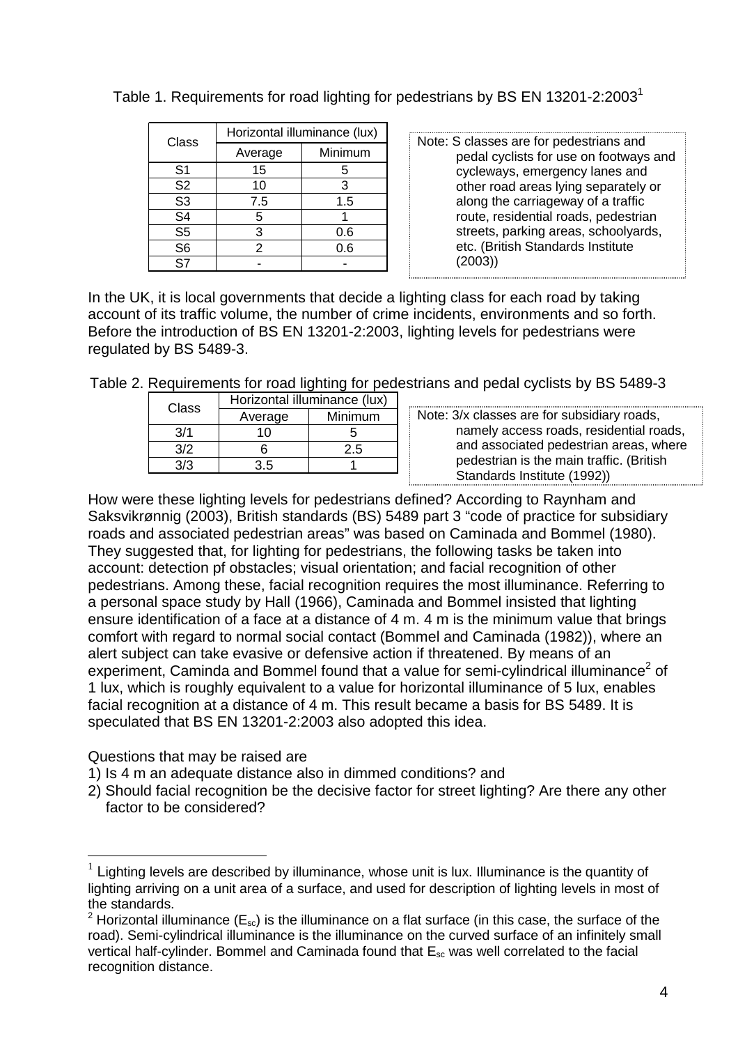Table 1. Requirements for road lighting for pedestrians by BS EN 13201-2:2003[1]

| Class | Horizontal illuminance (lux) | |
|---|---|---|
| | Average | Minimum |
| S1 | 15 | 5 |
| S2 | 10 | 3 |
| S3 | 7.5 | 1.5 |
| S4 | 5 | 1 |
| S5 | 3 | 0.6 |
| S6 | 2 | 0.6 |
| S7 | - | - |

Note: S classes are for pedestrians and pedal cyclists for use on footways and cycleways, emergency lanes and other road areas lying separately or along the carriageway of a traffic route, residential roads, pedestrian streets, parking areas, schoolyards, etc. (British Standards Institute (2003))

In the UK, it is local governments that decide a lighting class for each road by taking account of its traffic volume, the number of crime incidents, environments and so forth. Before the introduction of BS EN 13201-2:2003, lighting levels for pedestrians were regulated by BS 5489-3.

Table 2. Requirements for road lighting for pedestrians and pedal cyclists by BS 5489-3

| Class | Horizontal illuminance (lux) | |
|---|---|---|
| | Average | Minimum |
| 3/1 | 10 | 5 |
| 3/2 | 6 | 2.5 |
| 3/3 | 3.5 | 1 |

Note: 3/x classes are for subsidiary roads, namely access roads, residential roads, and associated pedestrian areas, where pedestrian is the main traffic. (British Standards Institute (1992))

How were these lighting levels for pedestrians defined? According to Raynham and Saksvikrønnig (2003), British standards (BS) 5489 part 3 "code of practice for subsidiary roads and associated pedestrian areas" was based on Caminada and Bommel (1980). They suggested that, for lighting for pedestrians, the following tasks be taken into account: detection pf obstacles; visual orientation; and facial recognition of other pedestrians. Among these, facial recognition requires the most illuminance. Referring to a personal space study by Hall (1966), Caminada and Bommel insisted that lighting ensure identification of a face at a distance of 4 m. 4 m is the minimum value that brings comfort with regard to normal social contact (Bommel and Caminada (1982)), where an alert subject can take evasive or defensive action if threatened. By means of an experiment, Caminda and Bommel found that a value for semi-cylindrical illuminance[2] of 1 lux, which is roughly equivalent to a value for horizontal illuminance of 5 lux, enables facial recognition at a distance of 4 m. This result became a basis for BS 5489. It is speculated that BS EN 13201-2:2003 also adopted this idea.

Questions that may be raised are

1) Is 4 m an adequate distance also in dimmed conditions? and
2) Should facial recognition be the decisive factor for street lighting? Are there any other factor to be considered?

---

[1] Lighting levels are described by illuminance, whose unit is lux. Illuminance is the quantity of lighting arriving on a unit area of a surface, and used for description of lighting levels in most of the standards.

[2] Horizontal illuminance ($E_{sc}$) is the illuminance on a flat surface (in this case, the surface of the road). Semi-cylindrical illuminance is the illuminance on the curved surface of an infinitely small vertical half-cylinder. Bommel and Caminada found that $E_{sc}$ was well correlated to the facial recognition distance.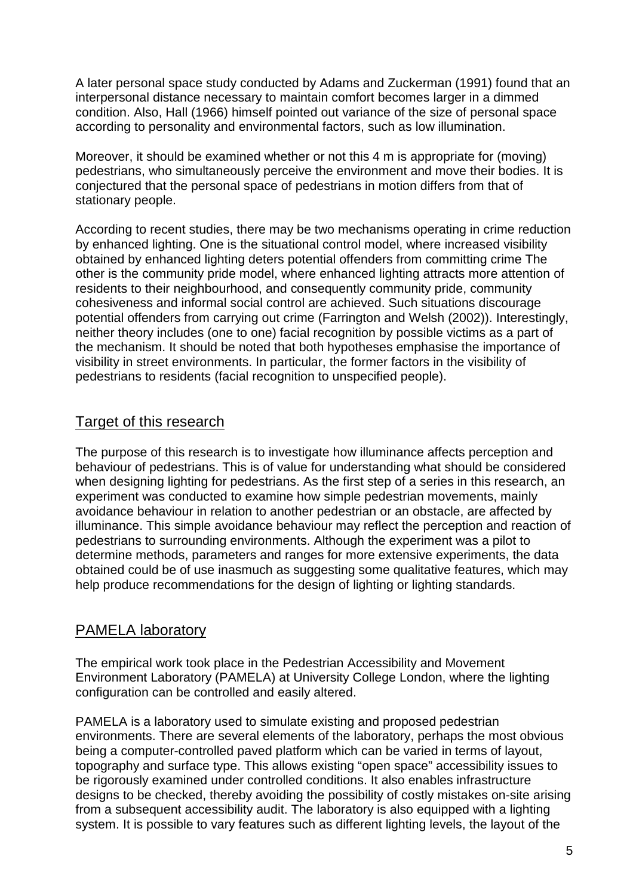A later personal space study conducted by Adams and Zuckerman (1991) found that an interpersonal distance necessary to maintain comfort becomes larger in a dimmed condition. Also, Hall (1966) himself pointed out variance of the size of personal space according to personality and environmental factors, such as low illumination.

Moreover, it should be examined whether or not this 4 m is appropriate for (moving) pedestrians, who simultaneously perceive the environment and move their bodies. It is conjectured that the personal space of pedestrians in motion differs from that of stationary people.

According to recent studies, there may be two mechanisms operating in crime reduction by enhanced lighting. One is the situational control model, where increased visibility obtained by enhanced lighting deters potential offenders from committing crime The other is the community pride model, where enhanced lighting attracts more attention of residents to their neighbourhood, and consequently community pride, community cohesiveness and informal social control are achieved. Such situations discourage potential offenders from carrying out crime (Farrington and Welsh (2002)). Interestingly, neither theory includes (one to one) facial recognition by possible victims as a part of the mechanism. It should be noted that both hypotheses emphasise the importance of visibility in street environments. In particular, the former factors in the visibility of pedestrians to residents (facial recognition to unspecified people).

## Target of this research

The purpose of this research is to investigate how illuminance affects perception and behaviour of pedestrians. This is of value for understanding what should be considered when designing lighting for pedestrians. As the first step of a series in this research, an experiment was conducted to examine how simple pedestrian movements, mainly avoidance behaviour in relation to another pedestrian or an obstacle, are affected by illuminance. This simple avoidance behaviour may reflect the perception and reaction of pedestrians to surrounding environments. Although the experiment was a pilot to determine methods, parameters and ranges for more extensive experiments, the data obtained could be of use inasmuch as suggesting some qualitative features, which may help produce recommendations for the design of lighting or lighting standards.

## PAMELA laboratory

The empirical work took place in the Pedestrian Accessibility and Movement Environment Laboratory (PAMELA) at University College London, where the lighting configuration can be controlled and easily altered.

PAMELA is a laboratory used to simulate existing and proposed pedestrian environments. There are several elements of the laboratory, perhaps the most obvious being a computer-controlled paved platform which can be varied in terms of layout, topography and surface type. This allows existing "open space" accessibility issues to be rigorously examined under controlled conditions. It also enables infrastructure designs to be checked, thereby avoiding the possibility of costly mistakes on-site arising from a subsequent accessibility audit. The laboratory is also equipped with a lighting system. It is possible to vary features such as different lighting levels, the layout of the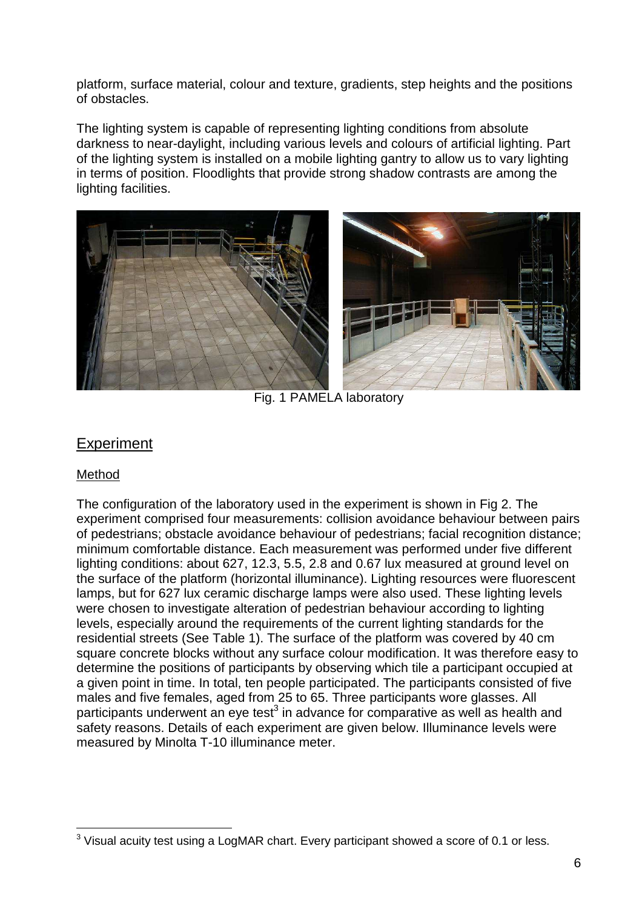platform, surface material, colour and texture, gradients, step heights and the positions of obstacles.

The lighting system is capable of representing lighting conditions from absolute darkness to near-daylight, including various levels and colours of artificial lighting. Part of the lighting system is installed on a mobile lighting gantry to allow us to vary lighting in terms of position. Floodlights that provide strong shadow contrasts are among the lighting facilities.

Fig. 1 PAMELA laboratory

## Experiment

### Method

The configuration of the laboratory used in the experiment is shown in Fig 2. The experiment comprised four measurements: collision avoidance behaviour between pairs of pedestrians; obstacle avoidance behaviour of pedestrians; facial recognition distance; minimum comfortable distance. Each measurement was performed under five different lighting conditions: about 627, 12.3, 5.5, 2.8 and 0.67 lux measured at ground level on the surface of the platform (horizontal illuminance). Lighting resources were fluorescent lamps, but for 627 lux ceramic discharge lamps were also used. These lighting levels were chosen to investigate alteration of pedestrian behaviour according to lighting levels, especially around the requirements of the current lighting standards for the residential streets (See Table 1). The surface of the platform was covered by 40 cm square concrete blocks without any surface colour modification. It was therefore easy to determine the positions of participants by observing which tile a participant occupied at a given point in time. In total, ten people participated. The participants consisted of five males and five females, aged from 25 to 65. Three participants wore glasses. All participants underwent an eye test[3] in advance for comparative as well as health and safety reasons. Details of each experiment are given below. Illuminance levels were measured by Minolta T-10 illuminance meter.

[3] Visual acuity test using a LogMAR chart. Every participant showed a score of 0.1 or less.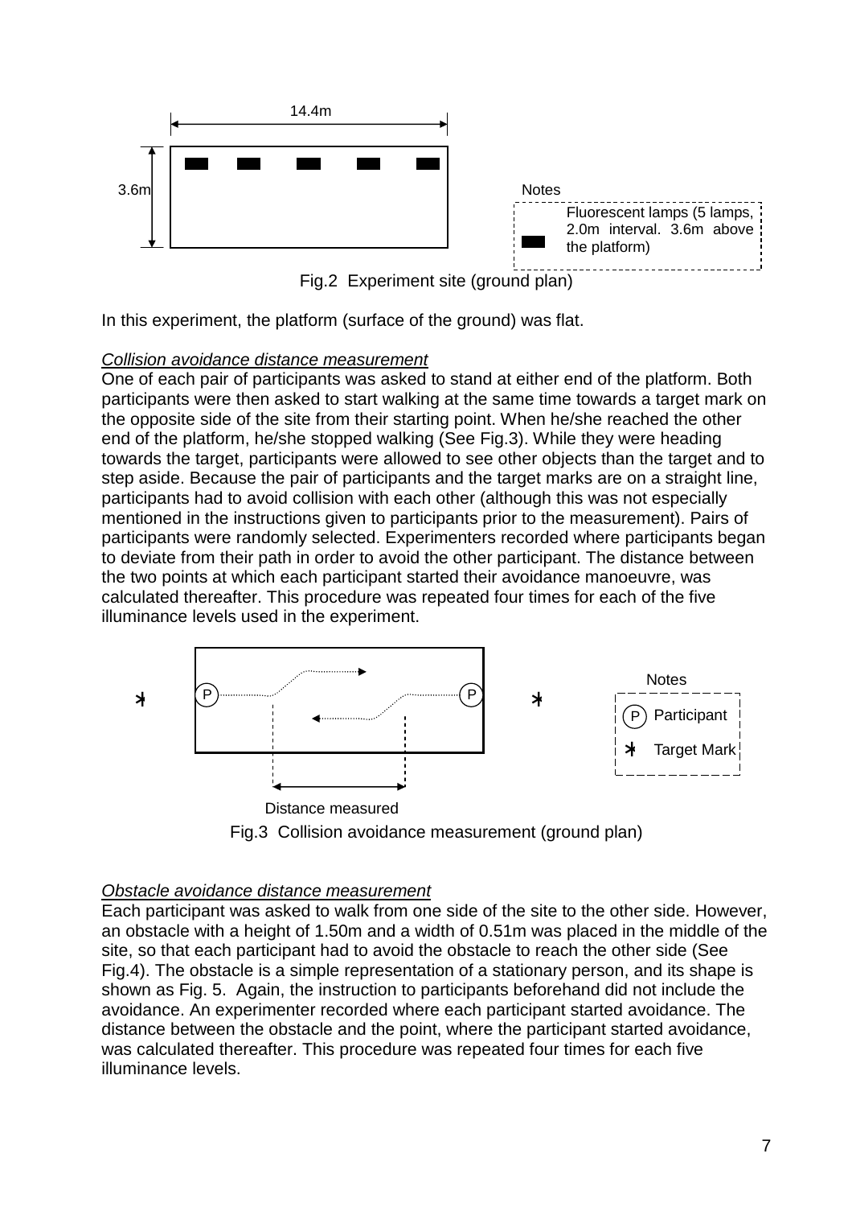14.4m

3.6m

Notes

Fluorescent lamps (5 lamps, 2.0m interval. 3.6m above the platform)

Fig.2 Experiment site (ground plan)

In this experiment, the platform (surface of the ground) was flat.

*Collision avoidance distance measurement*

One of each pair of participants was asked to stand at either end of the platform. Both participants were then asked to start walking at the same time towards a target mark on the opposite side of the site from their starting point. When he/she reached the other end of the platform, he/she stopped walking (See Fig.3). While they were heading towards the target, participants were allowed to see other objects than the target and to step aside. Because the pair of participants and the target marks are on a straight line, participants had to avoid collision with each other (although this was not especially mentioned in the instructions given to participants prior to the measurement). Pairs of participants were randomly selected. Experimenters recorded where participants began to deviate from their path in order to avoid the other participant. The distance between the two points at which each participant started their avoidance manoeuvre, was calculated thereafter. This procedure was repeated four times for each of the five illuminance levels used in the experiment.

Notes

P Participant

Target Mark

Distance measured

Fig.3 Collision avoidance measurement (ground plan)

*Obstacle avoidance distance measurement*

Each participant was asked to walk from one side of the site to the other side. However, an obstacle with a height of 1.50m and a width of 0.51m was placed in the middle of the site, so that each participant had to avoid the obstacle to reach the other side (See Fig.4). The obstacle is a simple representation of a stationary person, and its shape is shown as Fig. 5. Again, the instruction to participants beforehand did not include the avoidance. An experimenter recorded where each participant started avoidance. The distance between the obstacle and the point, where the participant started avoidance, was calculated thereafter. This procedure was repeated four times for each five illuminance levels.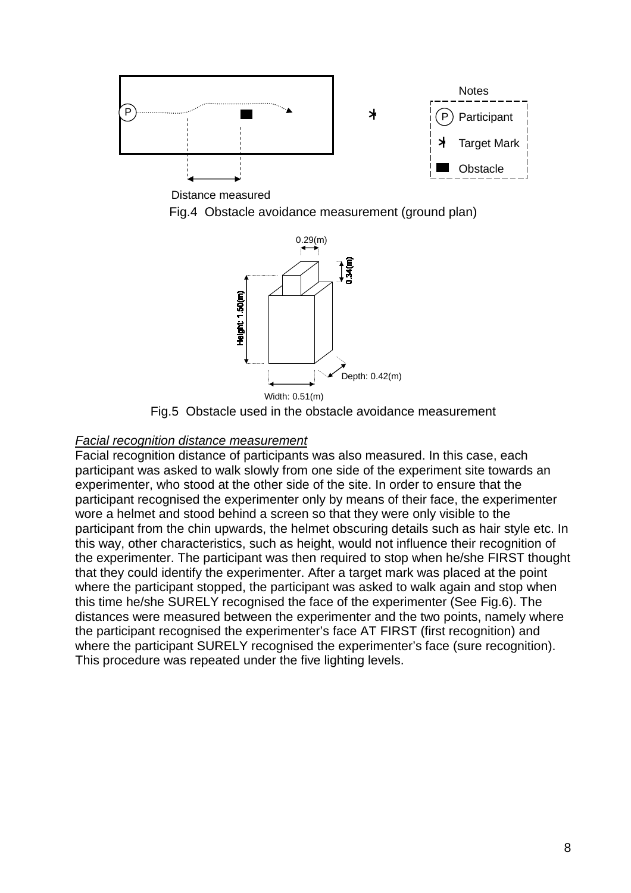Fig.4 Obstacle avoidance measurement (ground plan)

Fig.5 Obstacle used in the obstacle avoidance measurement

*Facial recognition distance measurement*

Facial recognition distance of participants was also measured. In this case, each participant was asked to walk slowly from one side of the experiment site towards an experimenter, who stood at the other side of the site. In order to ensure that the participant recognised the experimenter only by means of their face, the experimenter wore a helmet and stood behind a screen so that they were only visible to the participant from the chin upwards, the helmet obscuring details such as hair style etc. In this way, other characteristics, such as height, would not influence their recognition of the experimenter. The participant was then required to stop when he/she FIRST thought that they could identify the experimenter. After a target mark was placed at the point where the participant stopped, the participant was asked to walk again and stop when this time he/she SURELY recognised the face of the experimenter (See Fig.6). The distances were measured between the experimenter and the two points, namely where the participant recognised the experimenter's face AT FIRST (first recognition) and where the participant SURELY recognised the experimenter's face (sure recognition). This procedure was repeated under the five lighting levels.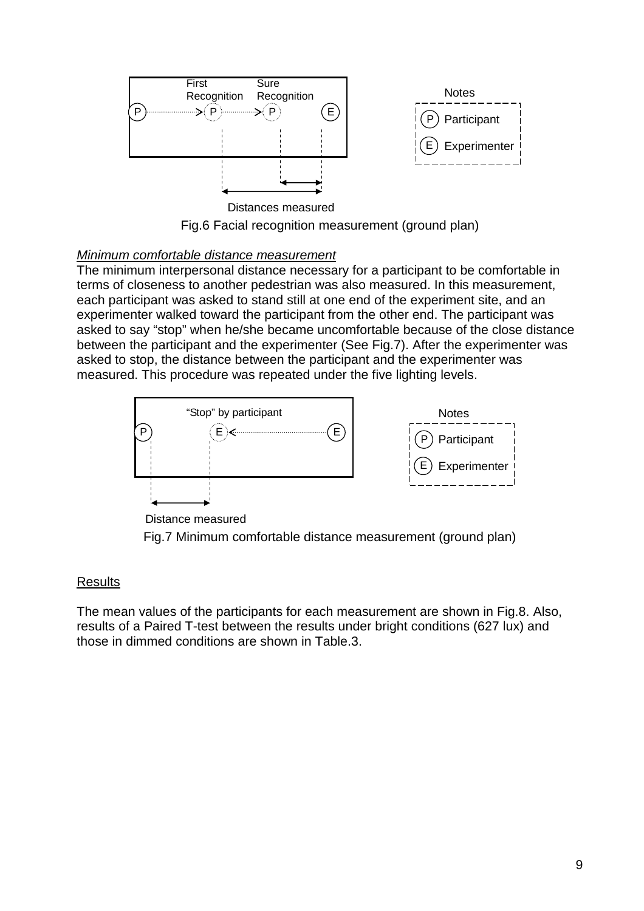Fig.6 Facial recognition measurement (ground plan)

*Minimum comfortable distance measurement*

The minimum interpersonal distance necessary for a participant to be comfortable in terms of closeness to another pedestrian was also measured. In this measurement, each participant was asked to stand still at one end of the experiment site, and an experimenter walked toward the participant from the other end. The participant was asked to say "stop" when he/she became uncomfortable because of the close distance between the participant and the experimenter (See Fig.7). After the experimenter was asked to stop, the distance between the participant and the experimenter was measured. This procedure was repeated under the five lighting levels.

Fig.7 Minimum comfortable distance measurement (ground plan)

## Results

The mean values of the participants for each measurement are shown in Fig.8. Also, results of a Paired T-test between the results under bright conditions (627 lux) and those in dimmed conditions are shown in Table.3.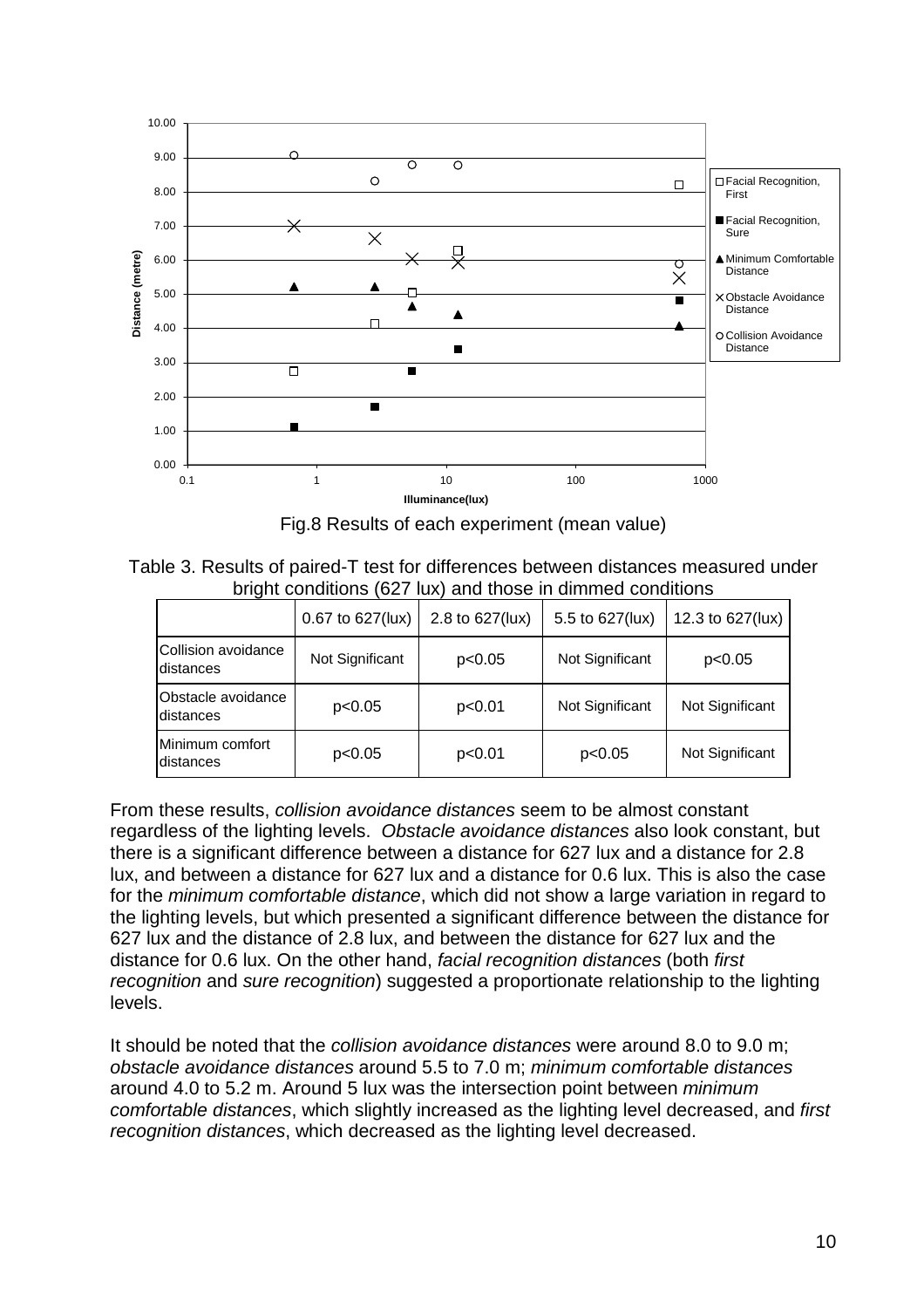Fig.8 Results of each experiment (mean value)

Table 3. Results of paired-T test for differences between distances measured under bright conditions (627 lux) and those in dimmed conditions

| | 0.67 to 627(lux) | 2.8 to 627(lux) | 5.5 to 627(lux) | 12.3 to 627(lux) |
|---|---|---|---|---|
| Collision avoidance distances | Not Significant | $p<0.05$ | Not Significant | $p<0.05$ |
| Obstacle avoidance distances | $p<0.05$ | $p<0.01$ | Not Significant | Not Significant |
| Minimum comfort distances | $p<0.05$ | $p<0.01$ | $p<0.05$ | Not Significant |

From these results, *collision avoidance distances* seem to be almost constant regardless of the lighting levels. *Obstacle avoidance distances* also look constant, but there is a significant difference between a distance for 627 lux and a distance for 2.8 lux, and between a distance for 627 lux and a distance for 0.6 lux. This is also the case for the *minimum comfortable distance*, which did not show a large variation in regard to the lighting levels, but which presented a significant difference between the distance for 627 lux and the distance of 2.8 lux, and between the distance for 627 lux and the distance for 0.6 lux. On the other hand, *facial recognition distances* (both *first recognition* and *sure recognition*) suggested a proportionate relationship to the lighting levels.

It should be noted that the *collision avoidance distances* were around 8.0 to 9.0 m; *obstacle avoidance distances* around 5.5 to 7.0 m; *minimum comfortable distances* around 4.0 to 5.2 m. Around 5 lux was the intersection point between *minimum comfortable distances*, which slightly increased as the lighting level decreased, and *first recognition distances*, which decreased as the lighting level decreased.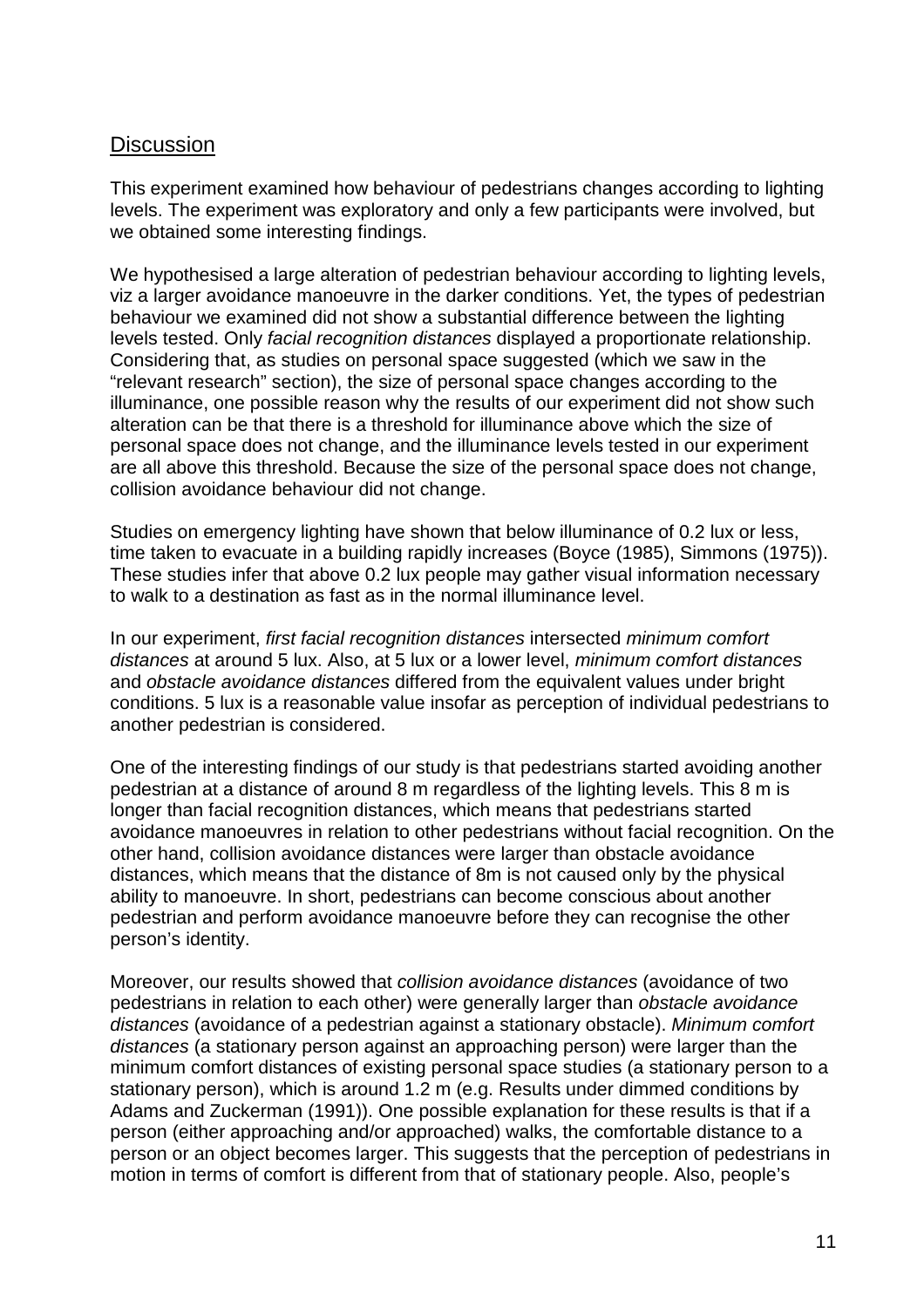## Discussion

This experiment examined how behaviour of pedestrians changes according to lighting levels. The experiment was exploratory and only a few participants were involved, but we obtained some interesting findings.

We hypothesised a large alteration of pedestrian behaviour according to lighting levels, viz a larger avoidance manoeuvre in the darker conditions. Yet, the types of pedestrian behaviour we examined did not show a substantial difference between the lighting levels tested. Only *facial recognition distances* displayed a proportionate relationship. Considering that, as studies on personal space suggested (which we saw in the “relevant research” section), the size of personal space changes according to the illuminance, one possible reason why the results of our experiment did not show such alteration can be that there is a threshold for illuminance above which the size of personal space does not change, and the illuminance levels tested in our experiment are all above this threshold. Because the size of the personal space does not change, collision avoidance behaviour did not change.

Studies on emergency lighting have shown that below illuminance of 0.2 lux or less, time taken to evacuate in a building rapidly increases (Boyce (1985), Simmons (1975)). These studies infer that above 0.2 lux people may gather visual information necessary to walk to a destination as fast as in the normal illuminance level.

In our experiment, *first facial recognition distances* intersected *minimum comfort distances* at around 5 lux. Also, at 5 lux or a lower level, *minimum comfort distances* and *obstacle avoidance distances* differed from the equivalent values under bright conditions. 5 lux is a reasonable value insofar as perception of individual pedestrians to another pedestrian is considered.

One of the interesting findings of our study is that pedestrians started avoiding another pedestrian at a distance of around 8 m regardless of the lighting levels. This 8 m is longer than facial recognition distances, which means that pedestrians started avoidance manoeuvres in relation to other pedestrians without facial recognition. On the other hand, collision avoidance distances were larger than obstacle avoidance distances, which means that the distance of 8m is not caused only by the physical ability to manoeuvre. In short, pedestrians can become conscious about another pedestrian and perform avoidance manoeuvre before they can recognise the other person’s identity.

Moreover, our results showed that *collision avoidance distances* (avoidance of two pedestrians in relation to each other) were generally larger than *obstacle avoidance distances* (avoidance of a pedestrian against a stationary obstacle). *Minimum comfort distances* (a stationary person against an approaching person) were larger than the minimum comfort distances of existing personal space studies (a stationary person to a stationary person), which is around 1.2 m (e.g. Results under dimmed conditions by Adams and Zuckerman (1991)). One possible explanation for these results is that if a person (either approaching and/or approached) walks, the comfortable distance to a person or an object becomes larger. This suggests that the perception of pedestrians in motion in terms of comfort is different from that of stationary people. Also, people’s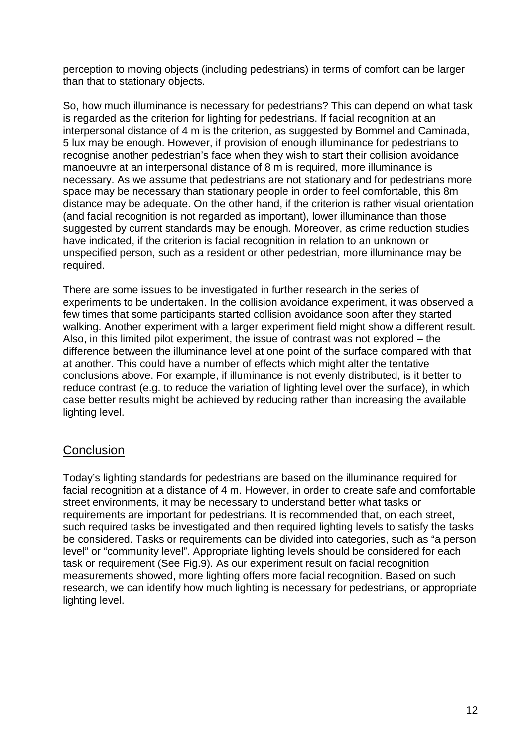perception to moving objects (including pedestrians) in terms of comfort can be larger than that to stationary objects.

So, how much illuminance is necessary for pedestrians? This can depend on what task is regarded as the criterion for lighting for pedestrians. If facial recognition at an interpersonal distance of 4 m is the criterion, as suggested by Bommel and Caminada, 5 lux may be enough. However, if provision of enough illuminance for pedestrians to recognise another pedestrian's face when they wish to start their collision avoidance manoeuvre at an interpersonal distance of 8 m is required, more illuminance is necessary. As we assume that pedestrians are not stationary and for pedestrians more space may be necessary than stationary people in order to feel comfortable, this 8m distance may be adequate. On the other hand, if the criterion is rather visual orientation (and facial recognition is not regarded as important), lower illuminance than those suggested by current standards may be enough. Moreover, as crime reduction studies have indicated, if the criterion is facial recognition in relation to an unknown or unspecified person, such as a resident or other pedestrian, more illuminance may be required.

There are some issues to be investigated in further research in the series of experiments to be undertaken. In the collision avoidance experiment, it was observed a few times that some participants started collision avoidance soon after they started walking. Another experiment with a larger experiment field might show a different result. Also, in this limited pilot experiment, the issue of contrast was not explored – the difference between the illuminance level at one point of the surface compared with that at another. This could have a number of effects which might alter the tentative conclusions above. For example, if illuminance is not evenly distributed, is it better to reduce contrast (e.g. to reduce the variation of lighting level over the surface), in which case better results might be achieved by reducing rather than increasing the available lighting level.

## Conclusion

Today's lighting standards for pedestrians are based on the illuminance required for facial recognition at a distance of 4 m. However, in order to create safe and comfortable street environments, it may be necessary to understand better what tasks or requirements are important for pedestrians. It is recommended that, on each street, such required tasks be investigated and then required lighting levels to satisfy the tasks be considered. Tasks or requirements can be divided into categories, such as "a person level" or "community level". Appropriate lighting levels should be considered for each task or requirement (See Fig.9). As our experiment result on facial recognition measurements showed, more lighting offers more facial recognition. Based on such research, we can identify how much lighting is necessary for pedestrians, or appropriate lighting level.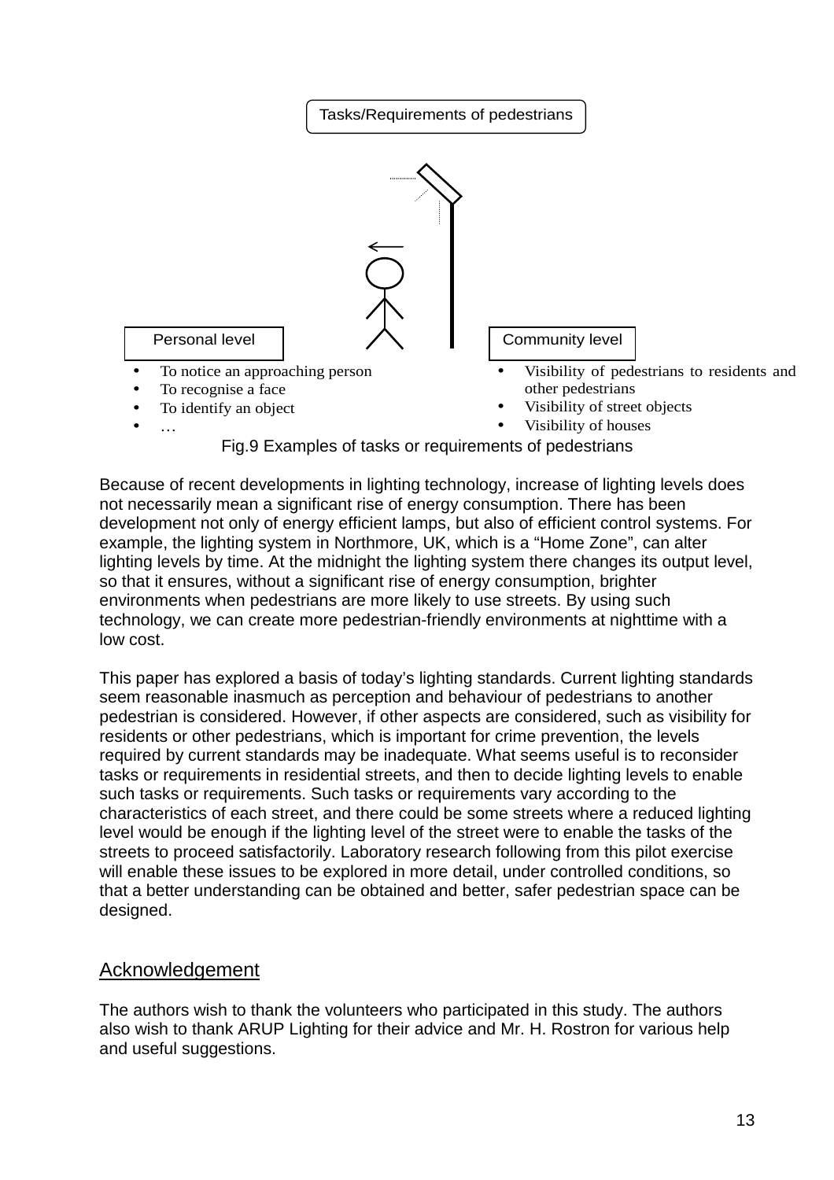Tasks/Requirements of pedestrians

Personal level

- To notice an approaching person
- To recognise a face
- To identify an object
- …

Community level

- Visibility of pedestrians to residents and other pedestrians
- Visibility of street objects
- Visibility of houses

Fig.9 Examples of tasks or requirements of pedestrians

Because of recent developments in lighting technology, increase of lighting levels does not necessarily mean a significant rise of energy consumption. There has been development not only of energy efficient lamps, but also of efficient control systems. For example, the lighting system in Northmore, UK, which is a “Home Zone”, can alter lighting levels by time. At the midnight the lighting system there changes its output level, so that it ensures, without a significant rise of energy consumption, brighter environments when pedestrians are more likely to use streets. By using such technology, we can create more pedestrian-friendly environments at nighttime with a low cost.

This paper has explored a basis of today’s lighting standards. Current lighting standards seem reasonable inasmuch as perception and behaviour of pedestrians to another pedestrian is considered. However, if other aspects are considered, such as visibility for residents or other pedestrians, which is important for crime prevention, the levels required by current standards may be inadequate. What seems useful is to reconsider tasks or requirements in residential streets, and then to decide lighting levels to enable such tasks or requirements. Such tasks or requirements vary according to the characteristics of each street, and there could be some streets where a reduced lighting level would be enough if the lighting level of the street were to enable the tasks of the streets to proceed satisfactorily. Laboratory research following from this pilot exercise will enable these issues to be explored in more detail, under controlled conditions, so that a better understanding can be obtained and better, safer pedestrian space can be designed.

## Acknowledgement

The authors wish to thank the volunteers who participated in this study. The authors also wish to thank ARUP Lighting for their advice and Mr. H. Rostron for various help and useful suggestions.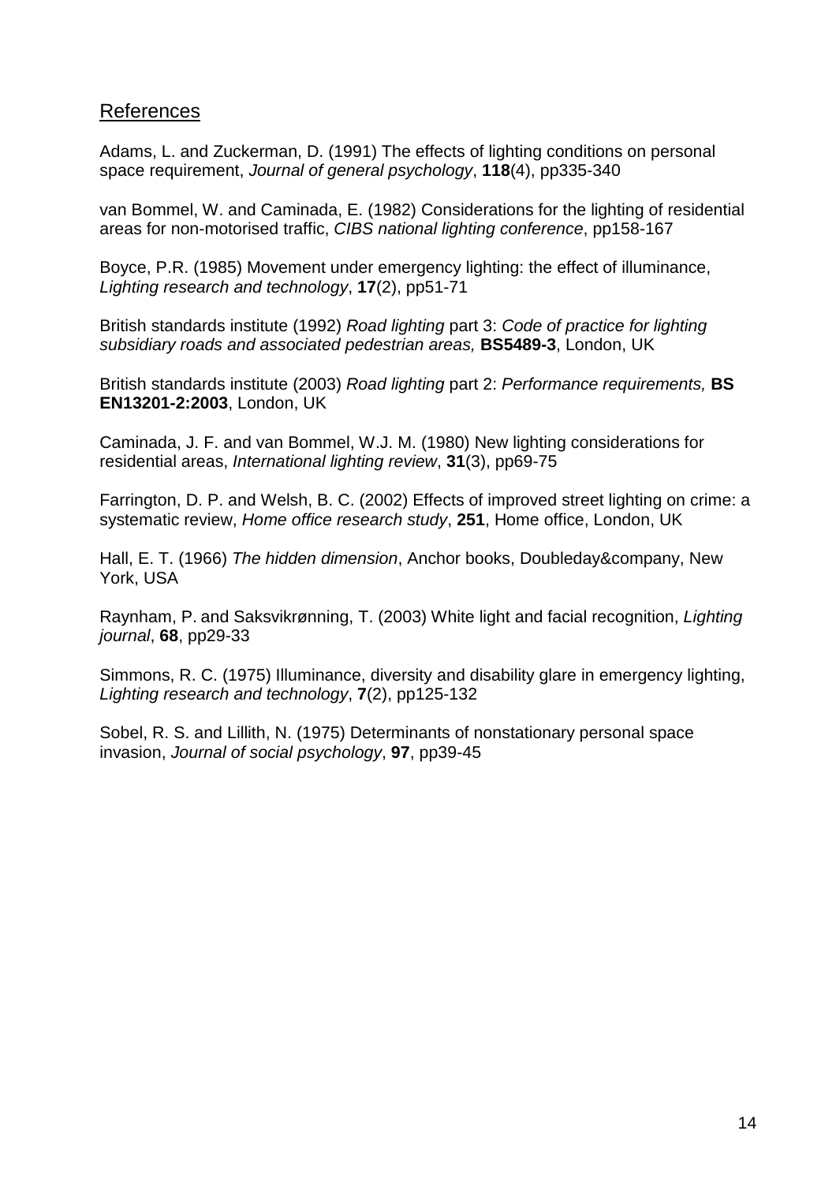## References

Adams, L. and Zuckerman, D. (1991) The effects of lighting conditions on personal space requirement, *Journal of general psychology*, **118**(4), pp335-340

van Bommel, W. and Caminada, E. (1982) Considerations for the lighting of residential areas for non-motorised traffic, *CIBS national lighting conference*, pp158-167

Boyce, P.R. (1985) Movement under emergency lighting: the effect of illuminance, *Lighting research and technology*, **17**(2), pp51-71

British standards institute (1992) *Road lighting* part 3: *Code of practice for lighting subsidiary roads and associated pedestrian areas,* **BS5489-3**, London, UK

British standards institute (2003) *Road lighting* part 2: *Performance requirements,* **BS EN13201-2:2003**, London, UK

Caminada, J. F. and van Bommel, W.J. M. (1980) New lighting considerations for residential areas, *International lighting review*, **31**(3), pp69-75

Farrington, D. P. and Welsh, B. C. (2002) Effects of improved street lighting on crime: a systematic review, *Home office research study*, **251**, Home office, London, UK

Hall, E. T. (1966) *The hidden dimension*, Anchor books, Doubleday&company, New York, USA

Raynham, P. and Saksvikrønning, T. (2003) White light and facial recognition, *Lighting journal*, **68**, pp29-33

Simmons, R. C. (1975) Illuminance, diversity and disability glare in emergency lighting, *Lighting research and technology*, **7**(2), pp125-132

Sobel, R. S. and Lillith, N. (1975) Determinants of nonstationary personal space invasion, *Journal of social psychology*, **97**, pp39-45